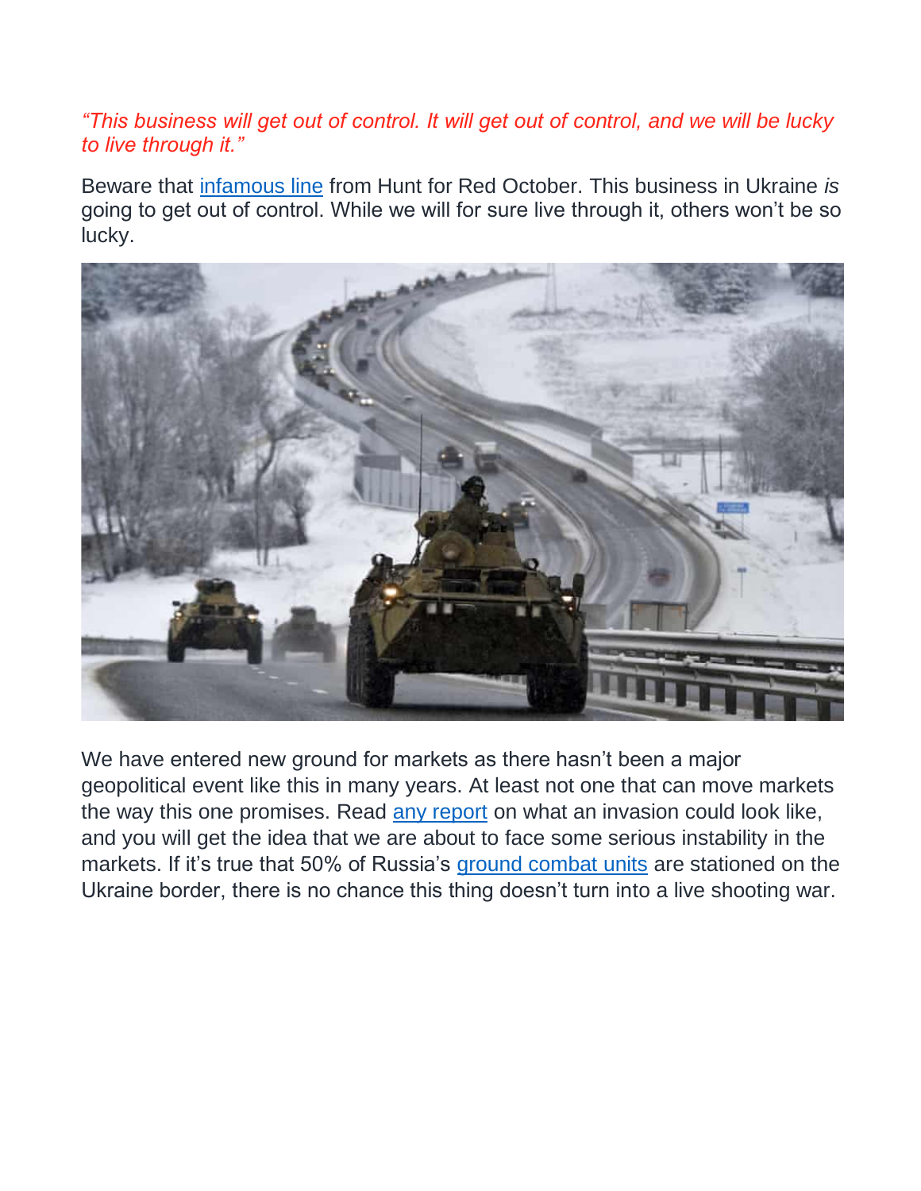*“This business will get out of control. It will get out of control, and we will be lucky to live through it.”*

Beware that infamous line from Hunt for Red October. This business in Ukraine *is* going to get out of control. While we will for sure live through it, others won’t be so lucky.

We have entered new ground for markets as there hasn’t been a major geopolitical event like this in many years. At least not one that can move markets the way this one promises. Read any report on what an invasion could look like, and you will get the idea that we are about to face some serious instability in the markets. If it’s true that 50% of Russia’s ground combat units are stationed on the Ukraine border, there is no chance this thing doesn’t turn into a live shooting war.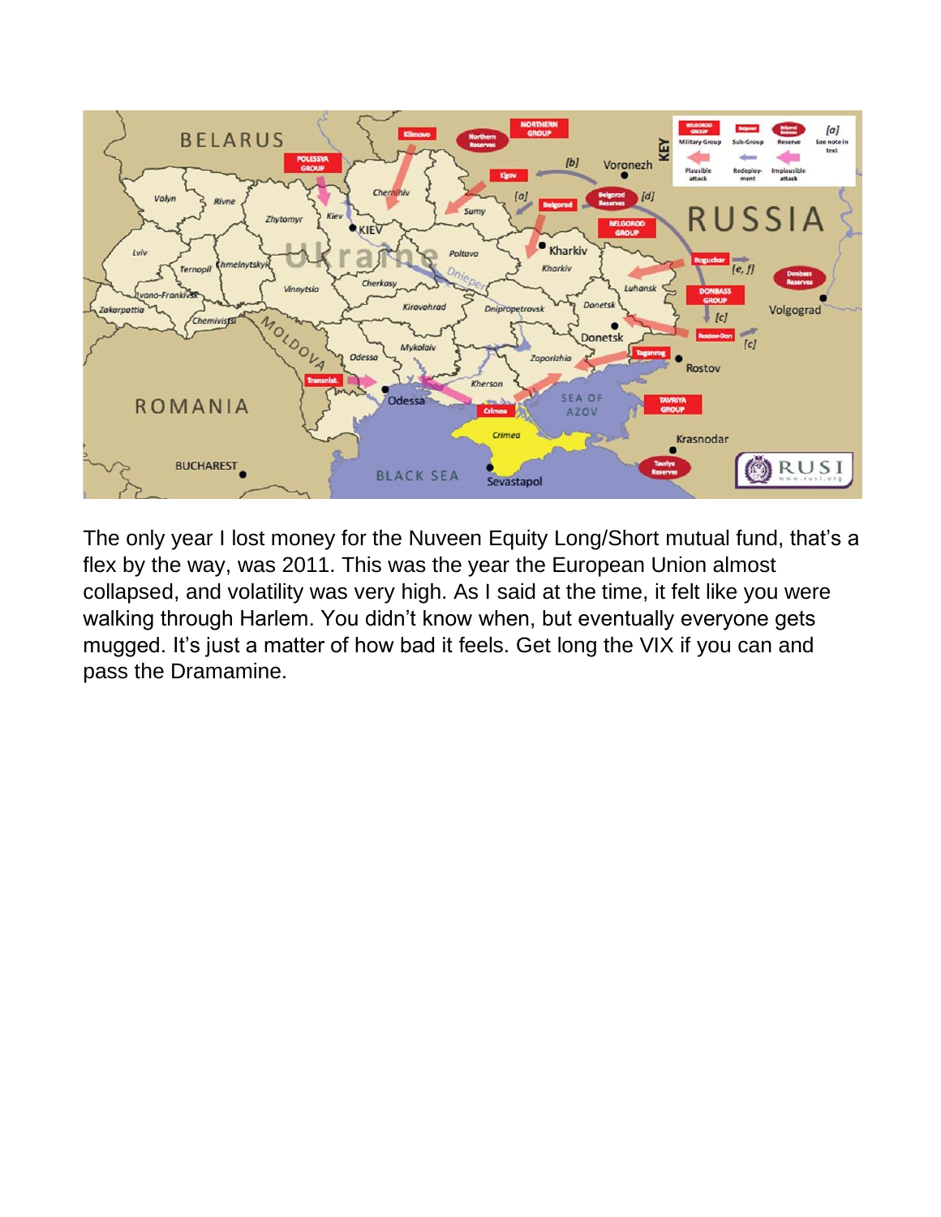The only year I lost money for the Nuveen Equity Long/Short mutual fund, that's a flex by the way, was 2011. This was the year the European Union almost collapsed, and volatility was very high. As I said at the time, it felt like you were walking through Harlem. You didn't know when, but eventually everyone gets mugged. It's just a matter of how bad it feels. Get long the VIX if you can and pass the Dramamine.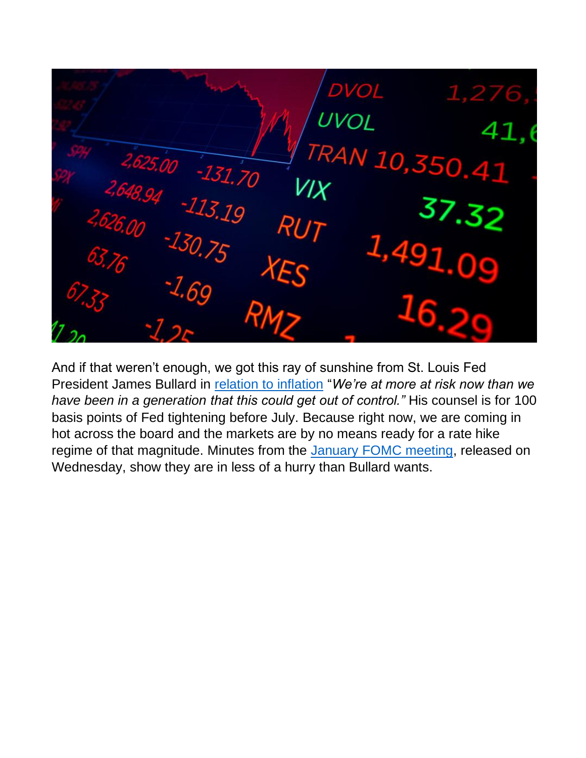And if that weren't enough, we got this ray of sunshine from St. Louis Fed President James Bullard in relation to inflation "*We're at more at risk now than we have been in a generation that this could get out of control.*" His counsel is for 100 basis points of Fed tightening before July. Because right now, we are coming in hot across the board and the markets are by no means ready for a rate hike regime of that magnitude. Minutes from the January FOMC meeting, released on Wednesday, show they are in less of a hurry than Bullard wants.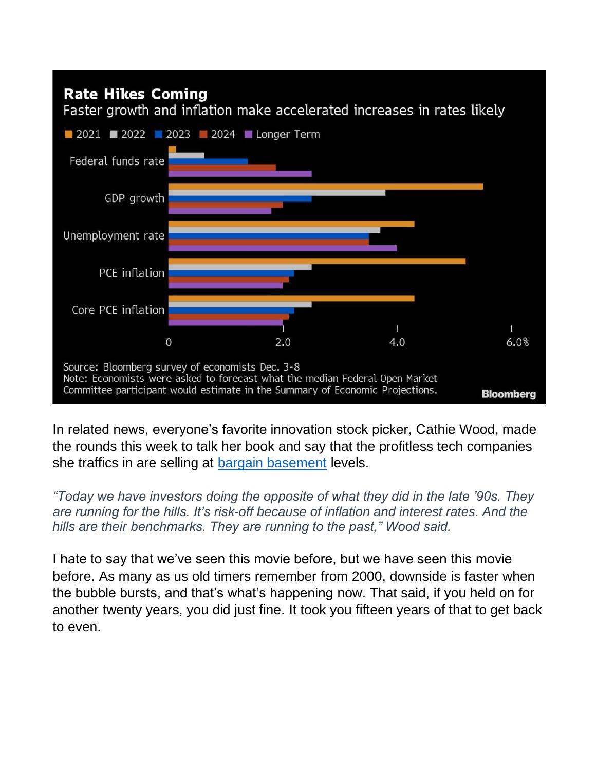**Rate Hikes Coming**

Faster growth and inflation make accelerated increases in rates likely

2021 | 2022 | 2023 | 2024 | Longer Term

Federal funds rate

GDP growth

Unemployment rate

PCE inflation

Core PCE inflation

0 | 2.0 | 4.0 | 6.0%

Source: Bloomberg survey of economists Dec. 3-8

Note: Economists were asked to forecast what the median Federal Open Market Committee participant would estimate in the Summary of Economic Projections.

Bloomberg

In related news, everyone's favorite innovation stock picker, Cathie Wood, made the rounds this week to talk her book and say that the profitless tech companies she traffics in are selling at [bargain basement] levels.

*"Today we have investors doing the opposite of what they did in the late '90s. They are running for the hills. It's risk-off because of inflation and interest rates. And the hills are their benchmarks. They are running to the past," Wood said.*

I hate to say that we've seen this movie before, but we have seen this movie before. As many as us old timers remember from 2000, downside is faster when the bubble bursts, and that's what's happening now. That said, if you held on for another twenty years, you did just fine. It took you fifteen years of that to get back to even.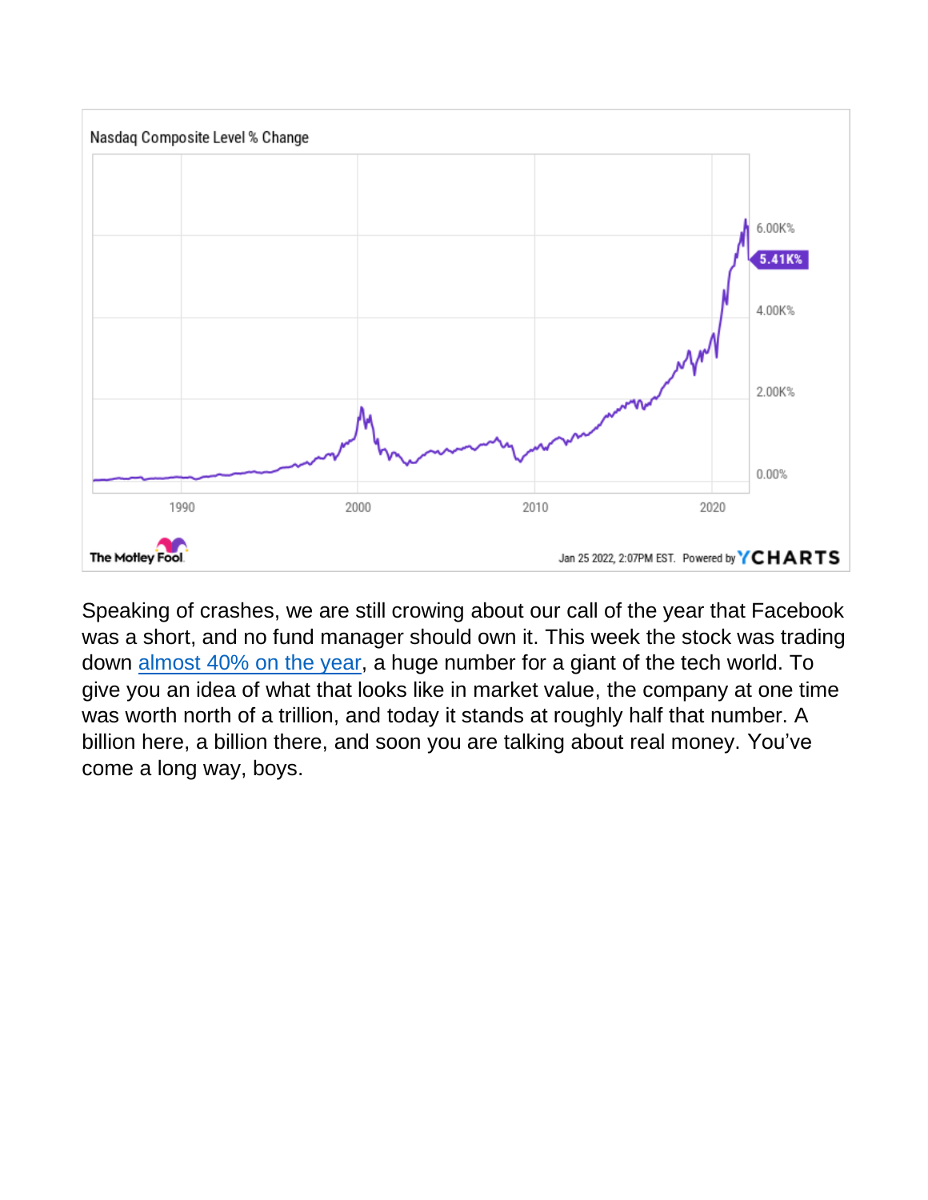Speaking of crashes, we are still crowing about our call of the year that Facebook was a short, and no fund manager should own it. This week the stock was trading down [almost 40% on the year](), a huge number for a giant of the tech world. To give you an idea of what that looks like in market value, the company at one time was worth north of a trillion, and today it stands at roughly half that number. A billion here, a billion there, and soon you are talking about real money. You've come a long way, boys.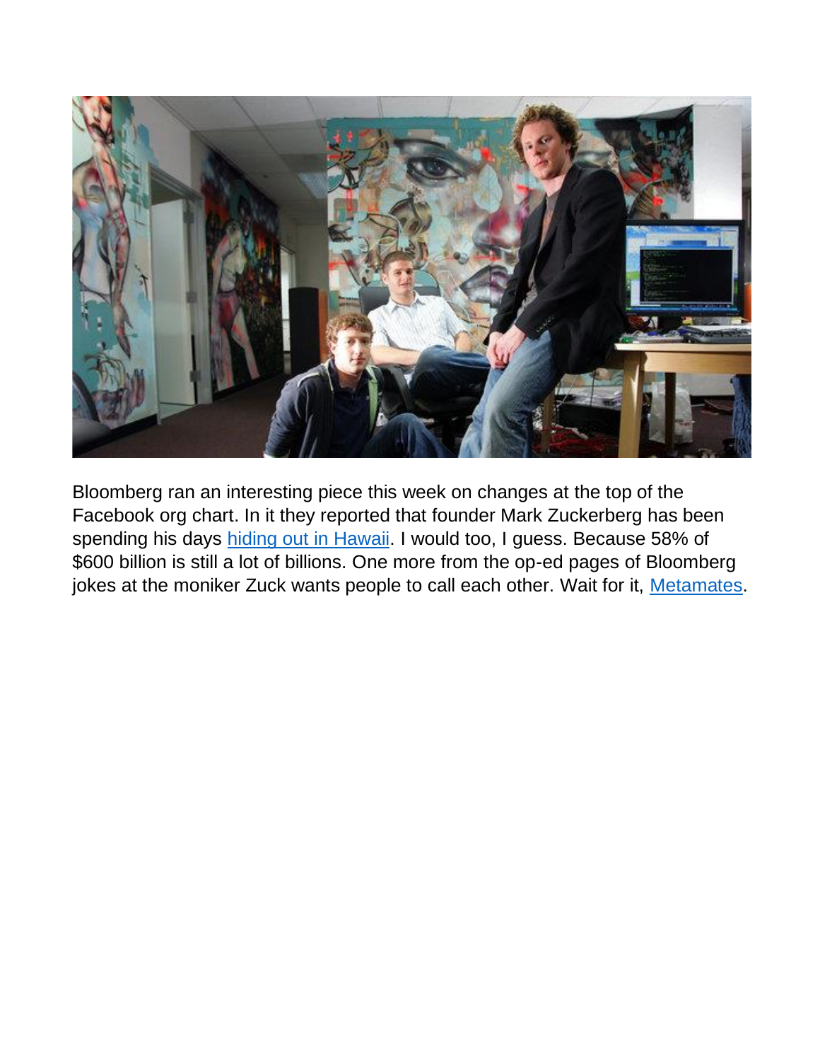Bloomberg ran an interesting piece this week on changes at the top of the Facebook org chart. In it they reported that founder Mark Zuckerberg has been spending his days [hiding out in Hawaii](). I would too, I guess. Because 58% of $600 billion is still a lot of billions. One more from the op-ed pages of Bloomberg jokes at the moniker Zuck wants people to call each other. Wait for it, [Metamates]().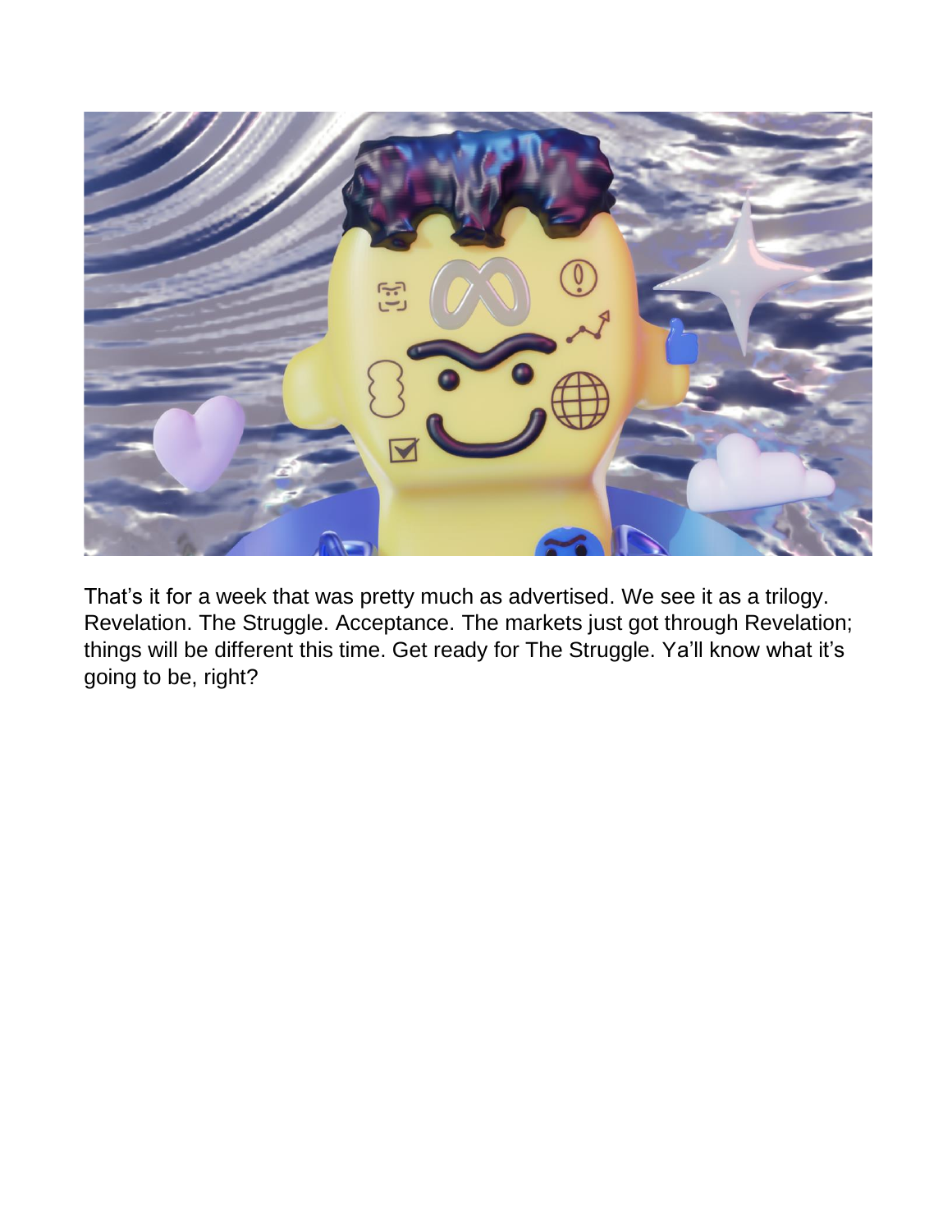That's it for a week that was pretty much as advertised. We see it as a trilogy. Revelation. The Struggle. Acceptance. The markets just got through Revelation; things will be different this time. Get ready for The Struggle. Ya'll know what it's going to be, right?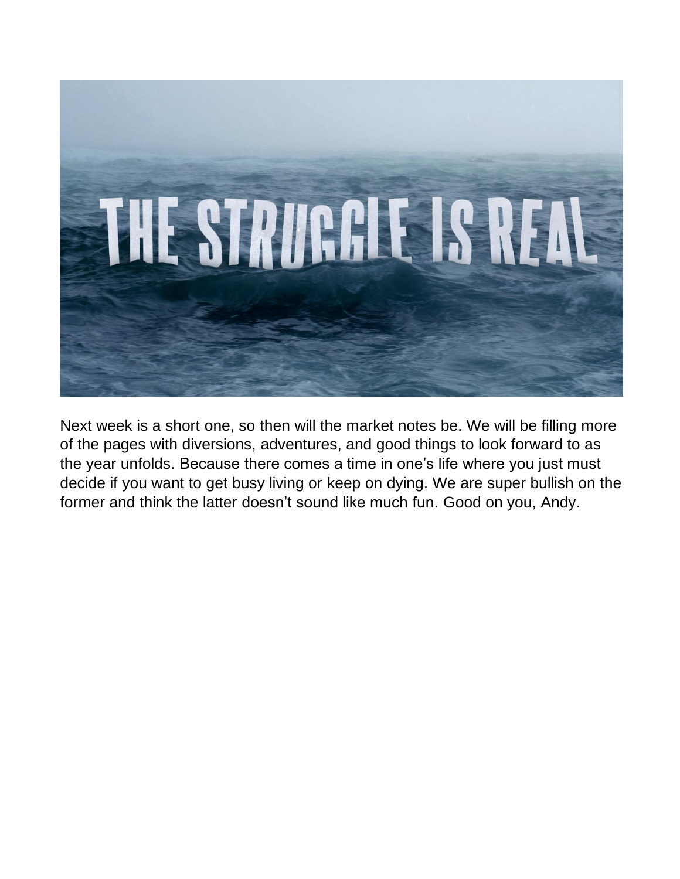Next week is a short one, so then will the market notes be. We will be filling more of the pages with diversions, adventures, and good things to look forward to as the year unfolds. Because there comes a time in one's life where you just must decide if you want to get busy living or keep on dying. We are super bullish on the former and think the latter doesn't sound like much fun. Good on you, Andy.